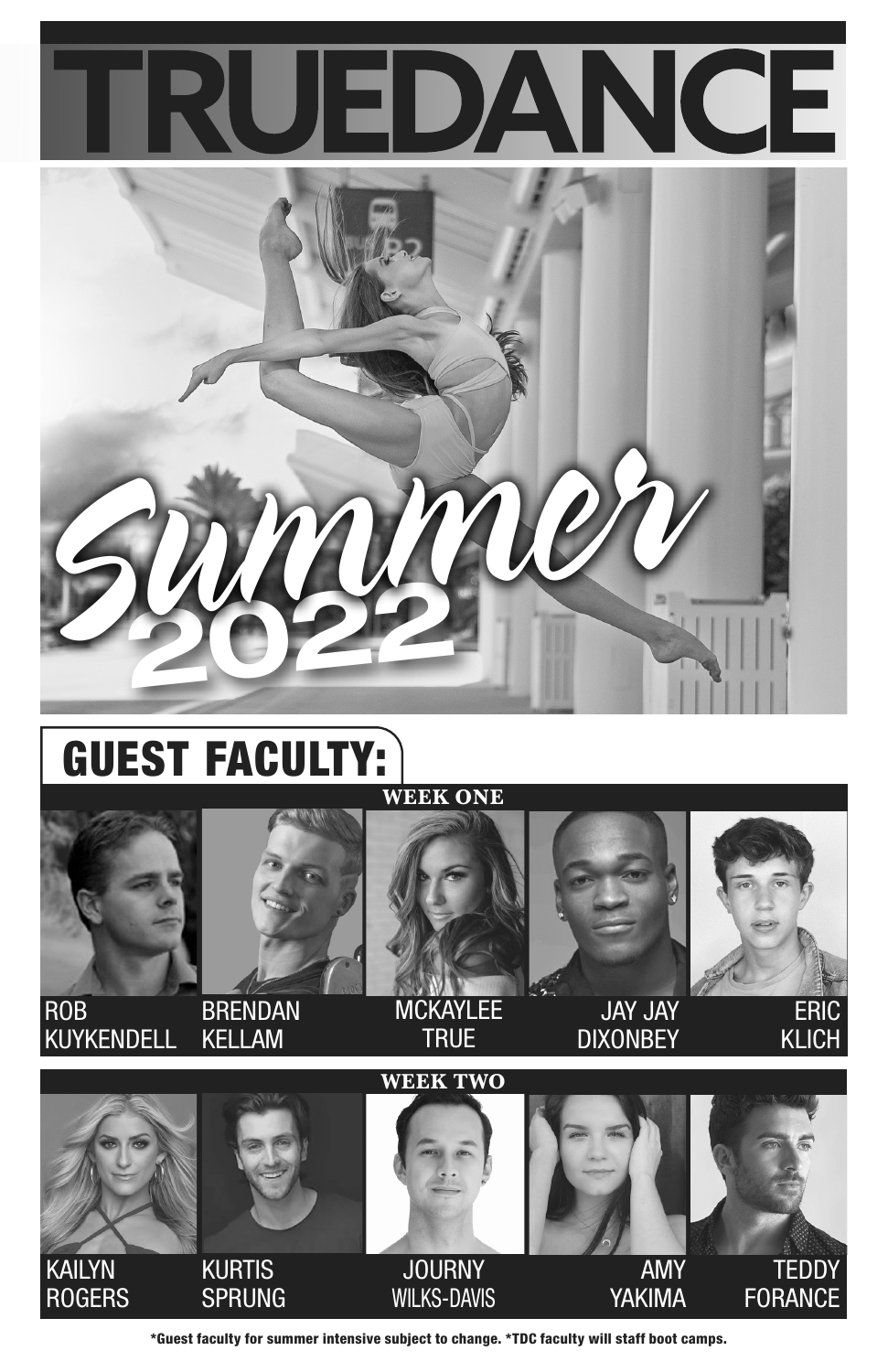# TRUEDANCE

# Summer 2022

## GUEST FACULTY:

### WEEK ONE

- ROB KUYKENDELL
- BRENDAN KELLAM
- MCKAYLEE TRUE
- JAY JAY DIXONBEY
- ERIC KLICH

### WEEK TWO

- KAILYN ROGERS
- KURTIS SPRUNG
- JOURNY WILKS-DAVIS
- AMY YAKIMA
- TEDDY FORANCE

**\*Guest faculty for summer intensive subject to change. \*TDC faculty will staff boot camps.**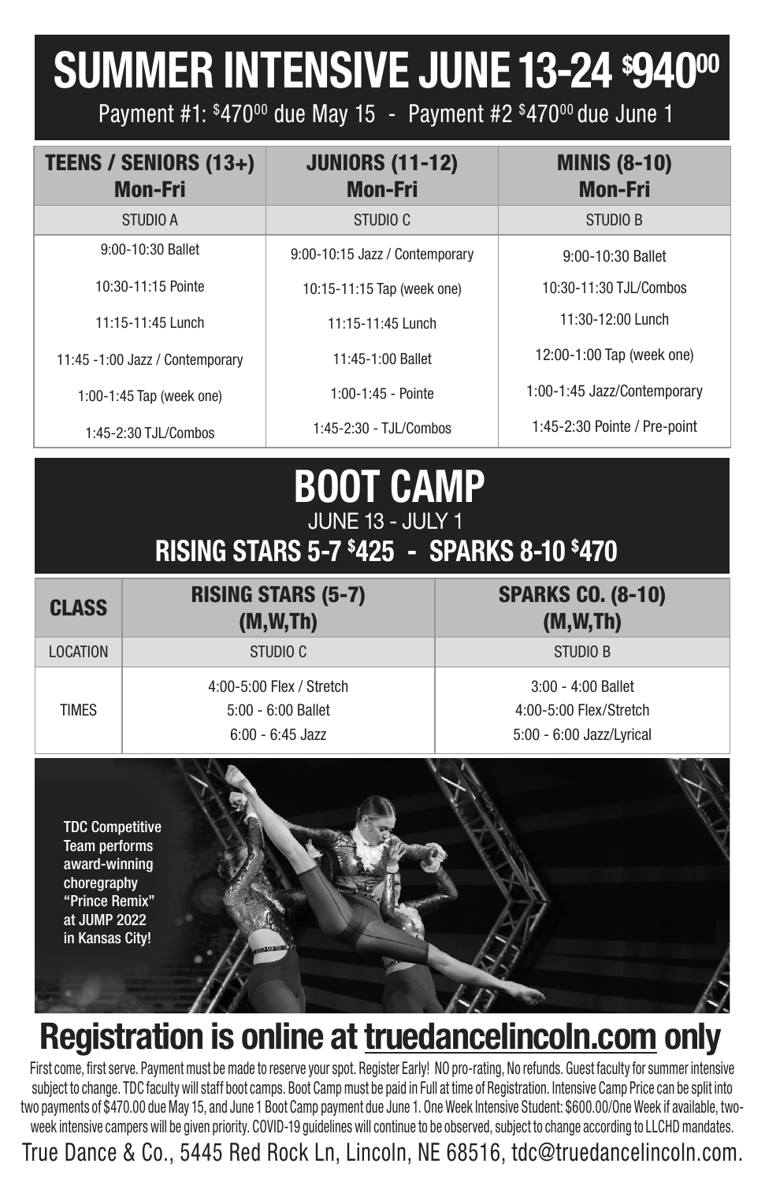# SUMMER INTENSIVE JUNE 13-24 $940.00

Payment #1: $470.00 due May 15 - Payment #2 $470.00 due June 1

| TEENS / SENIORS (13+) Mon-Fri | JUNIORS (11-12) Mon-Fri | MINIS (8-10) Mon-Fri |
|---|---|---|
| STUDIO A | STUDIO C | STUDIO B |
| 9:00-10:30 Ballet | 9:00-10:15 Jazz / Contemporary | 9:00-10:30 Ballet |
| 10:30-11:15 Pointe | 10:15-11:15 Tap (week one) | 10:30-11:30 TJL/Combos |
| 11:15-11:45 Lunch | 11:15-11:45 Lunch | 11:30-12:00 Lunch |
| 11:45 -1:00 Jazz / Contemporary | 11:45-1:00 Ballet | 12:00-1:00 Tap (week one) |
| 1:00-1:45 Tap (week one) | 1:00-1:45 - Pointe | 1:00-1:45 Jazz/Contemporary |
| 1:45-2:30 TJL/Combos | 1:45-2:30 - TJL/Combos | 1:45-2:30 Pointe / Pre-point |

# BOOT CAMP

JUNE 13 - JULY 1

**RISING STARS 5-7 $425 - SPARKS 8-10 $470**

| CLASS | RISING STARS (5-7) (M,W,Th) | SPARKS CO. (8-10) (M,W,Th) |
|---|---|---|
| LOCATION | STUDIO C | STUDIO B |
| TIMES | 4:00-5:00 Flex / Stretch<br>5:00 - 6:00 Ballet<br>6:00 - 6:45 Jazz | 3:00 - 4:00 Ballet<br>4:00-5:00 Flex/Stretch<br>5:00 - 6:00 Jazz/Lyrical |

TDC Competitive Team performs award-winning choregraphy "Prince Remix" at JUMP 2022 in Kansas City!

## Registration is online at truedancelincoln.com only

First come, first serve. Payment must be made to reserve your spot. Register Early! NO pro-rating, No refunds. Guest faculty for summer intensive subject to change. TDC faculty will staff boot camps. Boot Camp must be paid in Full at time of Registration. Intensive Camp Price can be split into two payments of $470.00 due May 15, and June 1 Boot Camp payment due June 1. One Week Intensive Student: $600.00/One Week if available, two-week intensive campers will be given priority. COVID-19 guidelines will continue to be observed, subject to change according to LLCHD mandates.

True Dance & Co., 5445 Red Rock Ln, Lincoln, NE 68516, tdc@truedancelincoln.com.